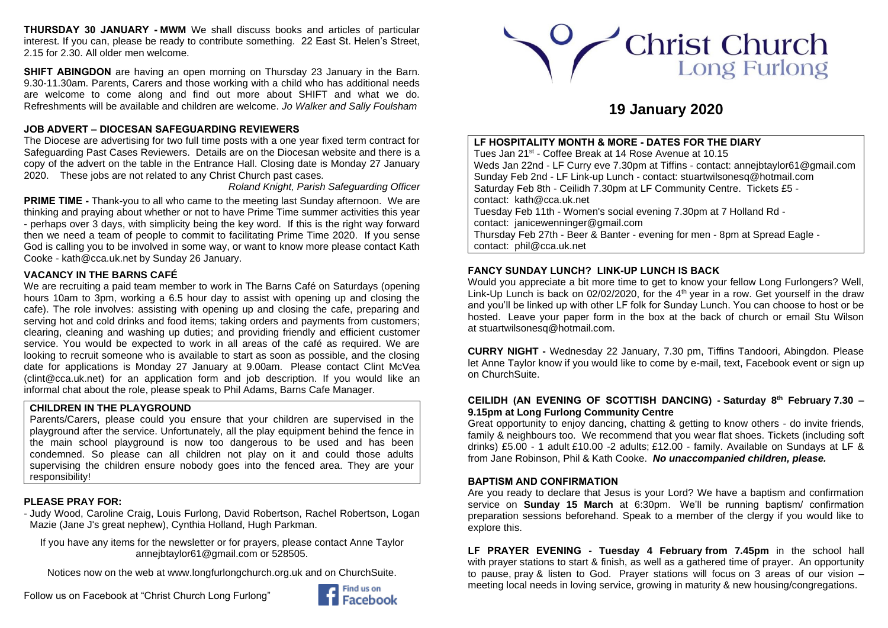# Christ Church Long Furlong

## 19 January 2020

**THURSDAY 30 JANUARY - MWM** We shall discuss books and articles of particular interest. If you can, please be ready to contribute something. 22 East St. Helen's Street, 2.15 for 2.30. All older men welcome.

**SHIFT ABINGDON** are having an open morning on Thursday 23 January in the Barn. 9.30-11.30am. Parents, Carers and those working with a child who has additional needs are welcome to come along and find out more about SHIFT and what we do. Refreshments will be available and children are welcome. *Jo Walker and Sally Foulsham*

### JOB ADVERT – DIOCESAN SAFEGUARDING REVIEWERS

The Diocese are advertising for two full time posts with a one year fixed term contract for Safeguarding Past Cases Reviewers. Details are on the Diocesan website and there is a copy of the advert on the table in the Entrance Hall. Closing date is Monday 27 January 2020. These jobs are not related to any Christ Church past cases.

*Roland Knight, Parish Safeguarding Officer*

**PRIME TIME -** Thank-you to all who came to the meeting last Sunday afternoon. We are thinking and praying about whether or not to have Prime Time summer activities this year - perhaps over 3 days, with simplicity being the key word. If this is the right way forward then we need a team of people to commit to facilitating Prime Time 2020. If you sense God is calling you to be involved in some way, or want to know more please contact Kath Cooke - kath@cca.uk.net by Sunday 26 January.

### VACANCY IN THE BARNS CAFÉ

We are recruiting a paid team member to work in The Barns Café on Saturdays (opening hours 10am to 3pm, working a 6.5 hour day to assist with opening up and closing the cafe). The role involves: assisting with opening up and closing the cafe, preparing and serving hot and cold drinks and food items; taking orders and payments from customers; clearing, cleaning and washing up duties; and providing friendly and efficient customer service. You would be expected to work in all areas of the café as required. We are looking to recruit someone who is available to start as soon as possible, and the closing date for applications is Monday 27 January at 9.00am. Please contact Clint McVea (clint@cca.uk.net) for an application form and job description. If you would like an informal chat about the role, please speak to Phil Adams, Barns Cafe Manager.

### CHILDREN IN THE PLAYGROUND

Parents/Carers, please could you ensure that your children are supervised in the playground after the service. Unfortunately, all the play equipment behind the fence in the main school playground is now too dangerous to be used and has been condemned. So please can all children not play on it and could those adults supervising the children ensure nobody goes into the fenced area. They are your responsibility!

### PLEASE PRAY FOR:

- Judy Wood, Caroline Craig, Louis Furlong, David Robertson, Rachel Robertson, Logan Mazie (Jane J's great nephew), Cynthia Holland, Hugh Parkman.

If you have any items for the newsletter or for prayers, please contact Anne Taylor annejbtaylor61@gmail.com or 528505.

Notices now on the web at www.longfurlongchurch.org.uk and on ChurchSuite.

Follow us on Facebook at "Christ Church Long Furlong"

### LF HOSPITALITY MONTH & MORE - DATES FOR THE DIARY

Tues Jan 21st - Coffee Break at 14 Rose Avenue at 10.15
Weds Jan 22nd - LF Curry eve 7.30pm at Tiffins - contact: annejbtaylor61@gmail.com
Sunday Feb 2nd - LF Link-up Lunch - contact: stuartwilsonesq@hotmail.com
Saturday Feb 8th - Ceilidh 7.30pm at LF Community Centre. Tickets £5 - contact: kath@cca.uk.net
Tuesday Feb 11th - Women's social evening 7.30pm at 7 Holland Rd - contact: janicewenninger@gmail.com
Thursday Feb 27th - Beer & Banter - evening for men - 8pm at Spread Eagle - contact: phil@cca.uk.net

### FANCY SUNDAY LUNCH? LINK-UP LUNCH IS BACK

Would you appreciate a bit more time to get to know your fellow Long Furlongers? Well, Link-Up Lunch is back on 02/02/2020, for the 4th year in a row. Get yourself in the draw and you'll be linked up with other LF folk for Sunday Lunch. You can choose to host or be hosted. Leave your paper form in the box at the back of church or email Stu Wilson at stuartwilsonesq@hotmail.com.

**CURRY NIGHT -** Wednesday 22 January, 7.30 pm, Tiffins Tandoori, Abingdon. Please let Anne Taylor know if you would like to come by e-mail, text, Facebook event or sign up on ChurchSuite.

### CEILIDH (AN EVENING OF SCOTTISH DANCING) - Saturday 8th February 7.30 – 9.15pm at Long Furlong Community Centre

Great opportunity to enjoy dancing, chatting & getting to know others - do invite friends, family & neighbours too. We recommend that you wear flat shoes. Tickets (including soft drinks) £5.00 - 1 adult £10.00 -2 adults; £12.00 - family. Available on Sundays at LF & from Jane Robinson, Phil & Kath Cooke. ***No unaccompanied children, please.***

### BAPTISM AND CONFIRMATION

Are you ready to declare that Jesus is your Lord? We have a baptism and confirmation service on **Sunday 15 March** at 6:30pm. We'll be running baptism/ confirmation preparation sessions beforehand. Speak to a member of the clergy if you would like to explore this.

**LF PRAYER EVENING - Tuesday 4 February from 7.45pm** in the school hall with prayer stations to start & finish, as well as a gathered time of prayer. An opportunity to pause, pray & listen to God. Prayer stations will focus on 3 areas of our vision – meeting local needs in loving service, growing in maturity & new housing/congregations.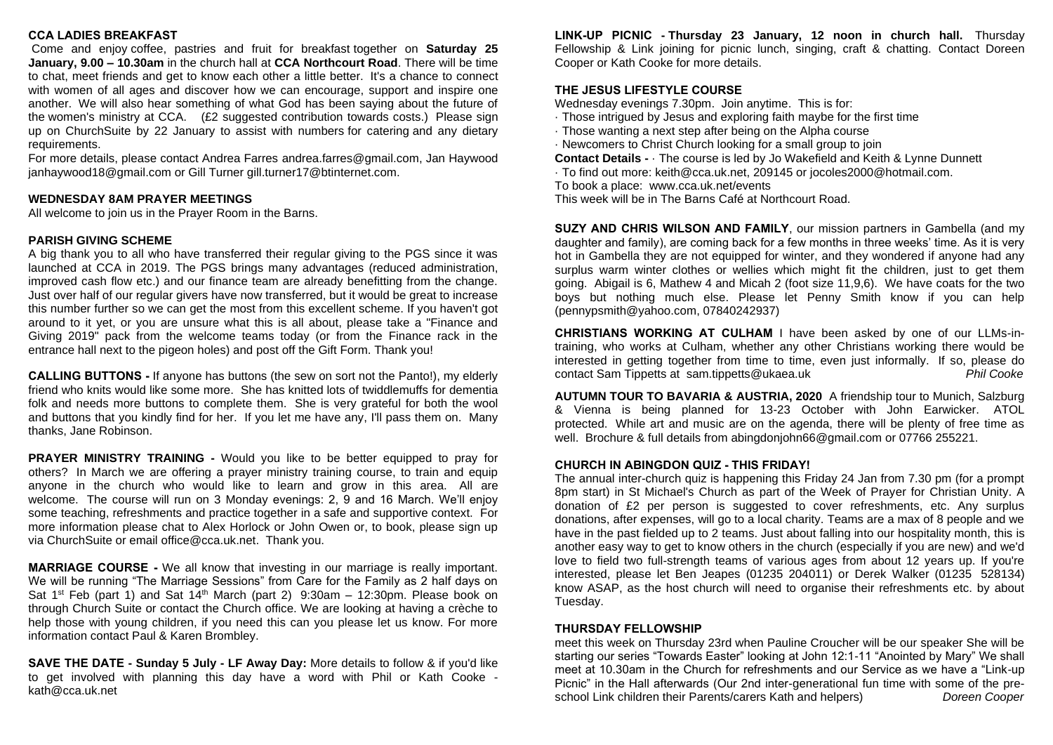## CCA LADIES BREAKFAST

Come and enjoy coffee, pastries and fruit for breakfast together on **Saturday 25 January, 9.00 – 10.30am** in the church hall at **CCA Northcourt Road**. There will be time to chat, meet friends and get to know each other a little better. It's a chance to connect with women of all ages and discover how we can encourage, support and inspire one another. We will also hear something of what God has been saying about the future of the women's ministry at CCA. (£2 suggested contribution towards costs.) Please sign up on ChurchSuite by 22 January to assist with numbers for catering and any dietary requirements.

For more details, please contact Andrea Farres andrea.farres@gmail.com, Jan Haywood janhaywood18@gmail.com or Gill Turner gill.turner17@btinternet.com.

## WEDNESDAY 8AM PRAYER MEETINGS

All welcome to join us in the Prayer Room in the Barns.

## PARISH GIVING SCHEME

A big thank you to all who have transferred their regular giving to the PGS since it was launched at CCA in 2019. The PGS brings many advantages (reduced administration, improved cash flow etc.) and our finance team are already benefitting from the change. Just over half of our regular givers have now transferred, but it would be great to increase this number further so we can get the most from this excellent scheme. If you haven't got around to it yet, or you are unsure what this is all about, please take a "Finance and Giving 2019" pack from the welcome teams today (or from the Finance rack in the entrance hall next to the pigeon holes) and post off the Gift Form. Thank you!

**CALLING BUTTONS -** If anyone has buttons (the sew on sort not the Panto!), my elderly friend who knits would like some more. She has knitted lots of twiddlemuffs for dementia folk and needs more buttons to complete them. She is very grateful for both the wool and buttons that you kindly find for her. If you let me have any, I'll pass them on. Many thanks, Jane Robinson.

**PRAYER MINISTRY TRAINING -** Would you like to be better equipped to pray for others? In March we are offering a prayer ministry training course, to train and equip anyone in the church who would like to learn and grow in this area. All are welcome. The course will run on 3 Monday evenings: 2, 9 and 16 March. We'll enjoy some teaching, refreshments and practice together in a safe and supportive context. For more information please chat to Alex Horlock or John Owen or, to book, please sign up via ChurchSuite or email office@cca.uk.net. Thank you.

**MARRIAGE COURSE -** We all know that investing in our marriage is really important. We will be running "The Marriage Sessions" from Care for the Family as 2 half days on Sat 1st Feb (part 1) and Sat 14th March (part 2) 9:30am – 12:30pm. Please book on through Church Suite or contact the Church office. We are looking at having a crèche to help those with young children, if you need this can you please let us know. For more information contact Paul & Karen Brombley.

**SAVE THE DATE - Sunday 5 July - LF Away Day:** More details to follow & if you'd like to get involved with planning this day have a word with Phil or Kath Cooke - kath@cca.uk.net

**LINK-UP PICNIC - Thursday 23 January, 12 noon in church hall.** Thursday Fellowship & Link joining for picnic lunch, singing, craft & chatting. Contact Doreen Cooper or Kath Cooke for more details.

## THE JESUS LIFESTYLE COURSE

Wednesday evenings 7.30pm. Join anytime. This is for:

- Those intrigued by Jesus and exploring faith maybe for the first time
- Those wanting a next step after being on the Alpha course
- Newcomers to Christ Church looking for a small group to join

**Contact Details -** · The course is led by Jo Wakefield and Keith & Lynne Dunnett

· To find out more: keith@cca.uk.net, 209145 or jocoles2000@hotmail.com.

To book a place: www.cca.uk.net/events

This week will be in The Barns Café at Northcourt Road.

**SUZY AND CHRIS WILSON AND FAMILY**, our mission partners in Gambella (and my daughter and family), are coming back for a few months in three weeks' time. As it is very hot in Gambella they are not equipped for winter, and they wondered if anyone had any surplus warm winter clothes or wellies which might fit the children, just to get them going. Abigail is 6, Mathew 4 and Micah 2 (foot size 11,9,6). We have coats for the two boys but nothing much else. Please let Penny Smith know if you can help (pennypsmith@yahoo.com, 07840242937)

**CHRISTIANS WORKING AT CULHAM** I have been asked by one of our LLMs-in-training, who works at Culham, whether any other Christians working there would be interested in getting together from time to time, even just informally. If so, please do contact Sam Tippetts at sam.tippetts@ukaea.uk *Phil Cooke*

**AUTUMN TOUR TO BAVARIA & AUSTRIA, 2020** A friendship tour to Munich, Salzburg & Vienna is being planned for 13-23 October with John Earwicker. ATOL protected. While art and music are on the agenda, there will be plenty of free time as well. Brochure & full details from abingdonjohn66@gmail.com or 07766 255221.

## CHURCH IN ABINGDON QUIZ - THIS FRIDAY!

The annual inter-church quiz is happening this Friday 24 Jan from 7.30 pm (for a prompt 8pm start) in St Michael's Church as part of the Week of Prayer for Christian Unity. A donation of £2 per person is suggested to cover refreshments, etc. Any surplus donations, after expenses, will go to a local charity. Teams are a max of 8 people and we have in the past fielded up to 2 teams. Just about falling into our hospitality month, this is another easy way to get to know others in the church (especially if you are new) and we'd love to field two full-strength teams of various ages from about 12 years up. If you're interested, please let Ben Jeapes (01235 204011) or Derek Walker (01235 528134) know ASAP, as the host church will need to organise their refreshments etc. by about Tuesday.

## THURSDAY FELLOWSHIP

meet this week on Thursday 23rd when Pauline Croucher will be our speaker She will be starting our series "Towards Easter" looking at John 12:1-11 "Anointed by Mary" We shall meet at 10.30am in the Church for refreshments and our Service as we have a "Link-up Picnic" in the Hall afterwards (Our 2nd inter-generational fun time with some of the pre-school Link children their Parents/carers Kath and helpers) *Doreen Cooper*